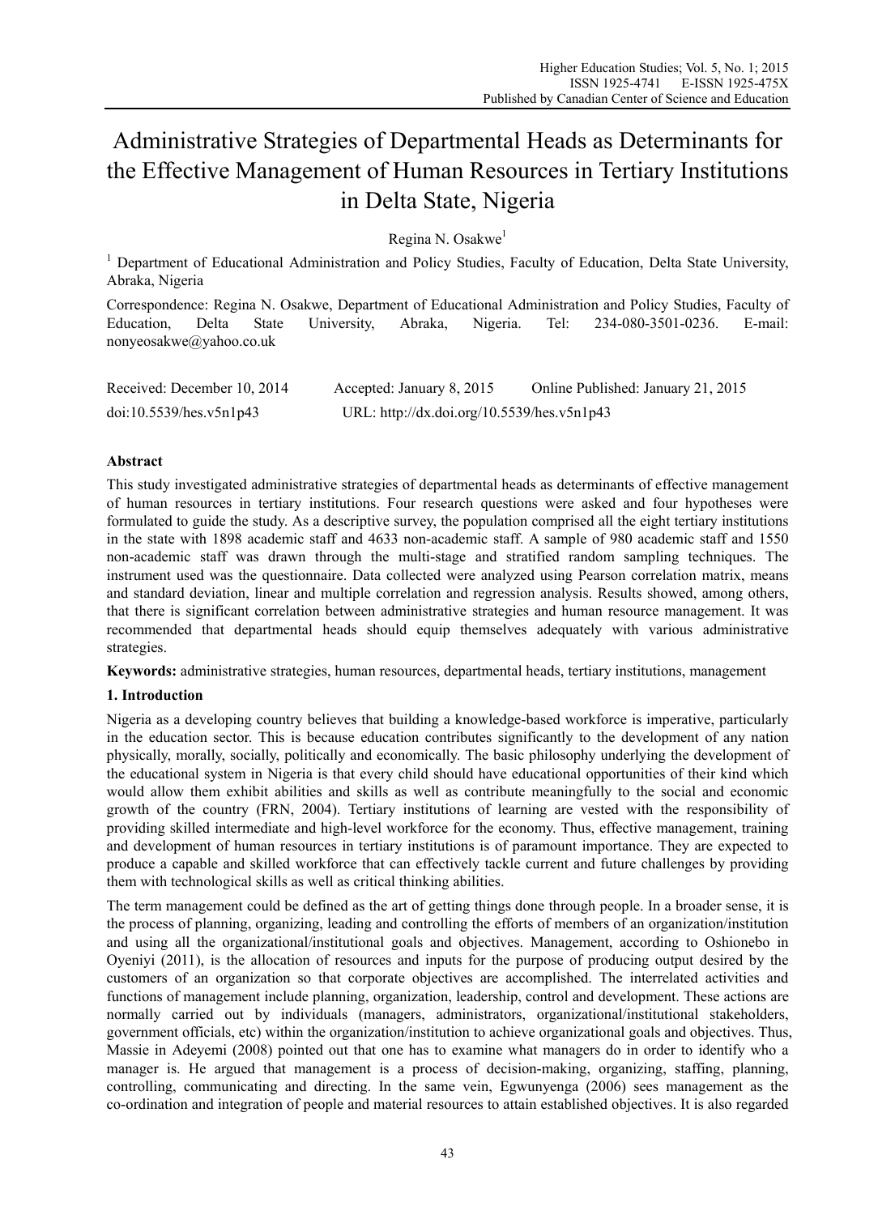# Administrative Strategies of Departmental Heads as Determinants for the Effective Management of Human Resources in Tertiary Institutions in Delta State, Nigeria

Regina N. Osakwe[1]

[1] Department of Educational Administration and Policy Studies, Faculty of Education, Delta State University, Abraka, Nigeria

Correspondence: Regina N. Osakwe, Department of Educational Administration and Policy Studies, Faculty of Education, Delta State University, Abraka, Nigeria. Tel: 234-080-3501-0236. E-mail: nonyeosakwe@yahoo.co.uk

Received: December 10, 2014 Accepted: January 8, 2015 Online Published: January 21, 2015

doi:10.5539/hes.v5n1p43 URL: http://dx.doi.org/10.5539/hes.v5n1p43

## Abstract

This study investigated administrative strategies of departmental heads as determinants of effective management of human resources in tertiary institutions. Four research questions were asked and four hypotheses were formulated to guide the study. As a descriptive survey, the population comprised all the eight tertiary institutions in the state with 1898 academic staff and 4633 non-academic staff. A sample of 980 academic staff and 1550 non-academic staff was drawn through the multi-stage and stratified random sampling techniques. The instrument used was the questionnaire. Data collected were analyzed using Pearson correlation matrix, means and standard deviation, linear and multiple correlation and regression analysis. Results showed, among others, that there is significant correlation between administrative strategies and human resource management. It was recommended that departmental heads should equip themselves adequately with various administrative strategies.

**Keywords:** administrative strategies, human resources, departmental heads, tertiary institutions, management

## 1. Introduction

Nigeria as a developing country believes that building a knowledge-based workforce is imperative, particularly in the education sector. This is because education contributes significantly to the development of any nation physically, morally, socially, politically and economically. The basic philosophy underlying the development of the educational system in Nigeria is that every child should have educational opportunities of their kind which would allow them exhibit abilities and skills as well as contribute meaningfully to the social and economic growth of the country (FRN, 2004). Tertiary institutions of learning are vested with the responsibility of providing skilled intermediate and high-level workforce for the economy. Thus, effective management, training and development of human resources in tertiary institutions is of paramount importance. They are expected to produce a capable and skilled workforce that can effectively tackle current and future challenges by providing them with technological skills as well as critical thinking abilities.

The term management could be defined as the art of getting things done through people. In a broader sense, it is the process of planning, organizing, leading and controlling the efforts of members of an organization/institution and using all the organizational/institutional goals and objectives. Management, according to Oshionebo in Oyeniyi (2011), is the allocation of resources and inputs for the purpose of producing output desired by the customers of an organization so that corporate objectives are accomplished. The interrelated activities and functions of management include planning, organization, leadership, control and development. These actions are normally carried out by individuals (managers, administrators, organizational/institutional stakeholders, government officials, etc) within the organization/institution to achieve organizational goals and objectives. Thus, Massie in Adeyemi (2008) pointed out that one has to examine what managers do in order to identify who a manager is. He argued that management is a process of decision-making, organizing, staffing, planning, controlling, communicating and directing. In the same vein, Egwunyenga (2006) sees management as the co-ordination and integration of people and material resources to attain established objectives. It is also regarded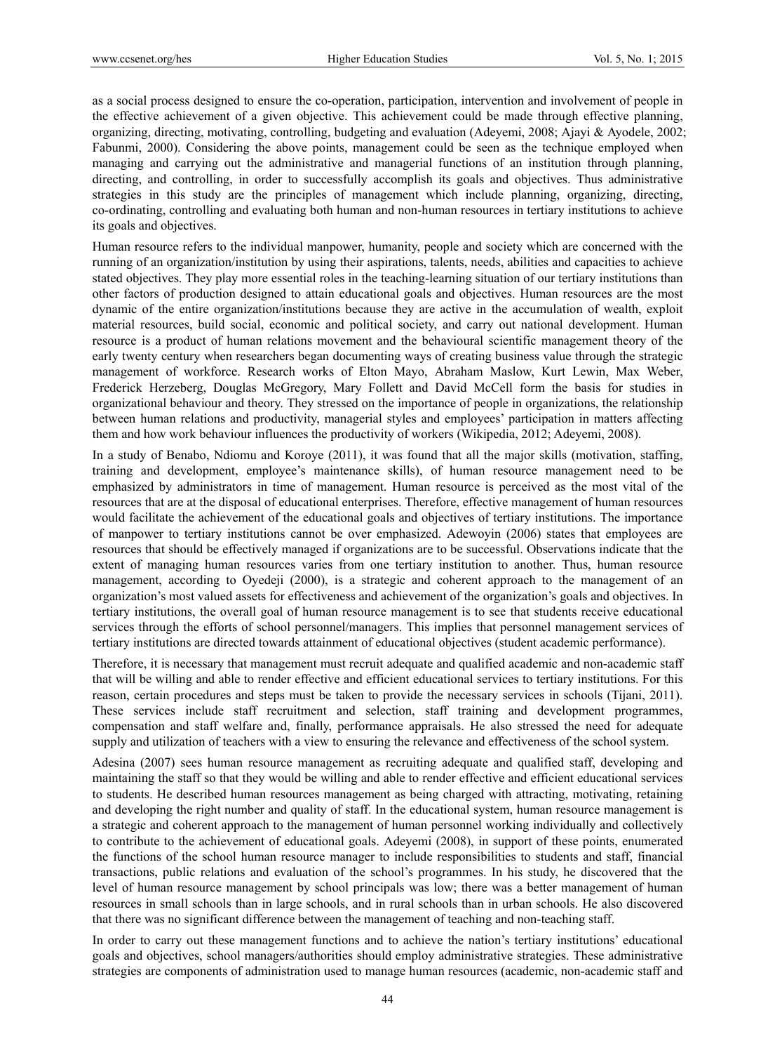as a social process designed to ensure the co-operation, participation, intervention and involvement of people in the effective achievement of a given objective. This achievement could be made through effective planning, organizing, directing, motivating, controlling, budgeting and evaluation (Adeyemi, 2008; Ajayi & Ayodele, 2002; Fabunmi, 2000). Considering the above points, management could be seen as the technique employed when managing and carrying out the administrative and managerial functions of an institution through planning, directing, and controlling, in order to successfully accomplish its goals and objectives. Thus administrative strategies in this study are the principles of management which include planning, organizing, directing, co-ordinating, controlling and evaluating both human and non-human resources in tertiary institutions to achieve its goals and objectives.

Human resource refers to the individual manpower, humanity, people and society which are concerned with the running of an organization/institution by using their aspirations, talents, needs, abilities and capacities to achieve stated objectives. They play more essential roles in the teaching-learning situation of our tertiary institutions than other factors of production designed to attain educational goals and objectives. Human resources are the most dynamic of the entire organization/institutions because they are active in the accumulation of wealth, exploit material resources, build social, economic and political society, and carry out national development. Human resource is a product of human relations movement and the behavioural scientific management theory of the early twenty century when researchers began documenting ways of creating business value through the strategic management of workforce. Research works of Elton Mayo, Abraham Maslow, Kurt Lewin, Max Weber, Frederick Herzeberg, Douglas McGregory, Mary Follett and David McCell form the basis for studies in organizational behaviour and theory. They stressed on the importance of people in organizations, the relationship between human relations and productivity, managerial styles and employees' participation in matters affecting them and how work behaviour influences the productivity of workers (Wikipedia, 2012; Adeyemi, 2008).

In a study of Benabo, Ndiomu and Koroye (2011), it was found that all the major skills (motivation, staffing, training and development, employee's maintenance skills), of human resource management need to be emphasized by administrators in time of management. Human resource is perceived as the most vital of the resources that are at the disposal of educational enterprises. Therefore, effective management of human resources would facilitate the achievement of the educational goals and objectives of tertiary institutions. The importance of manpower to tertiary institutions cannot be over emphasized. Adewoyin (2006) states that employees are resources that should be effectively managed if organizations are to be successful. Observations indicate that the extent of managing human resources varies from one tertiary institution to another. Thus, human resource management, according to Oyedeji (2000), is a strategic and coherent approach to the management of an organization's most valued assets for effectiveness and achievement of the organization's goals and objectives. In tertiary institutions, the overall goal of human resource management is to see that students receive educational services through the efforts of school personnel/managers. This implies that personnel management services of tertiary institutions are directed towards attainment of educational objectives (student academic performance).

Therefore, it is necessary that management must recruit adequate and qualified academic and non-academic staff that will be willing and able to render effective and efficient educational services to tertiary institutions. For this reason, certain procedures and steps must be taken to provide the necessary services in schools (Tijani, 2011). These services include staff recruitment and selection, staff training and development programmes, compensation and staff welfare and, finally, performance appraisals. He also stressed the need for adequate supply and utilization of teachers with a view to ensuring the relevance and effectiveness of the school system.

Adesina (2007) sees human resource management as recruiting adequate and qualified staff, developing and maintaining the staff so that they would be willing and able to render effective and efficient educational services to students. He described human resources management as being charged with attracting, motivating, retaining and developing the right number and quality of staff. In the educational system, human resource management is a strategic and coherent approach to the management of human personnel working individually and collectively to contribute to the achievement of educational goals. Adeyemi (2008), in support of these points, enumerated the functions of the school human resource manager to include responsibilities to students and staff, financial transactions, public relations and evaluation of the school's programmes. In his study, he discovered that the level of human resource management by school principals was low; there was a better management of human resources in small schools than in large schools, and in rural schools than in urban schools. He also discovered that there was no significant difference between the management of teaching and non-teaching staff.

In order to carry out these management functions and to achieve the nation's tertiary institutions' educational goals and objectives, school managers/authorities should employ administrative strategies. These administrative strategies are components of administration used to manage human resources (academic, non-academic staff and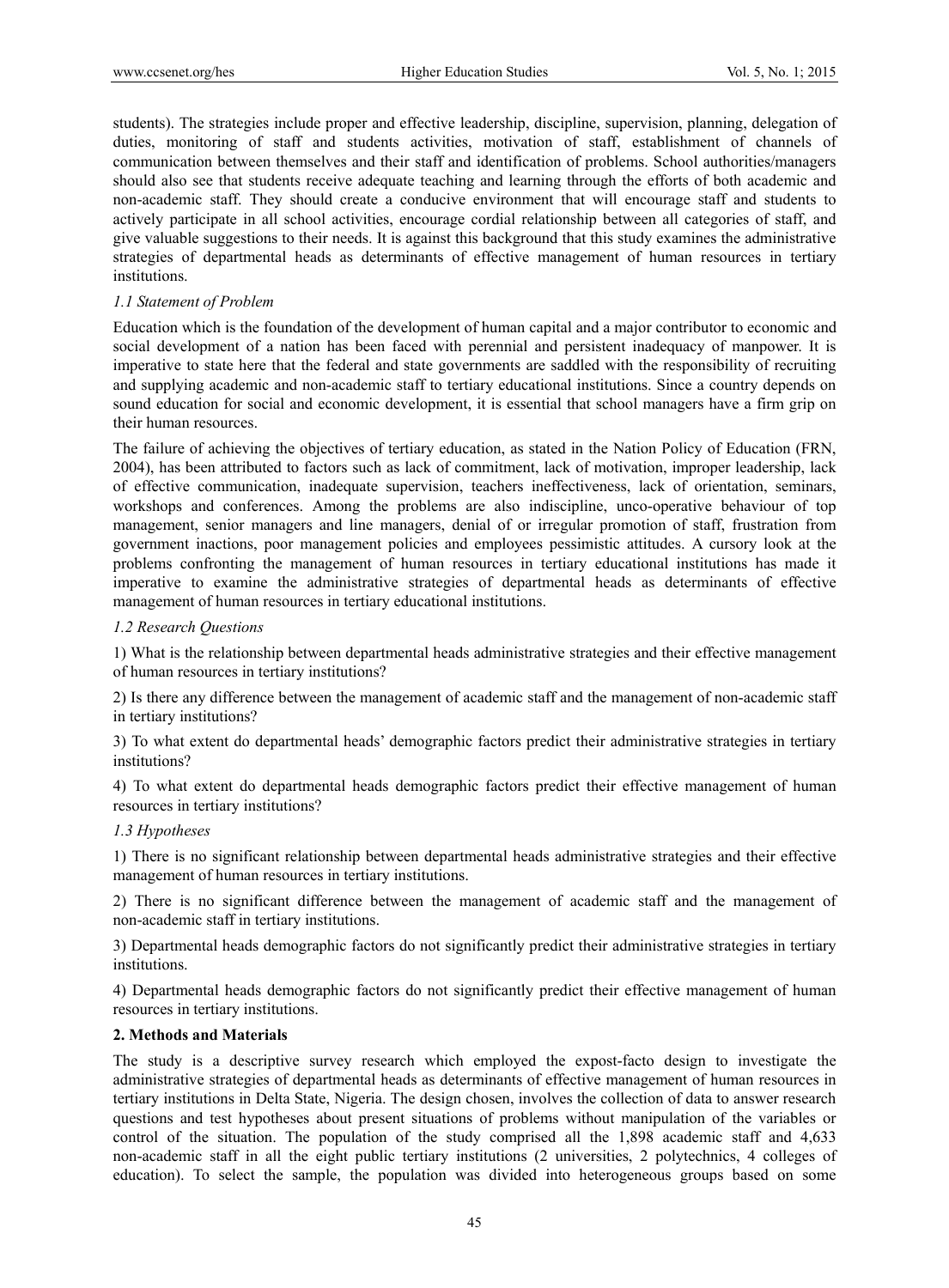students). The strategies include proper and effective leadership, discipline, supervision, planning, delegation of duties, monitoring of staff and students activities, motivation of staff, establishment of channels of communication between themselves and their staff and identification of problems. School authorities/managers should also see that students receive adequate teaching and learning through the efforts of both academic and non-academic staff. They should create a conducive environment that will encourage staff and students to actively participate in all school activities, encourage cordial relationship between all categories of staff, and give valuable suggestions to their needs. It is against this background that this study examines the administrative strategies of departmental heads as determinants of effective management of human resources in tertiary institutions.

### *1.1 Statement of Problem*

Education which is the foundation of the development of human capital and a major contributor to economic and social development of a nation has been faced with perennial and persistent inadequacy of manpower. It is imperative to state here that the federal and state governments are saddled with the responsibility of recruiting and supplying academic and non-academic staff to tertiary educational institutions. Since a country depends on sound education for social and economic development, it is essential that school managers have a firm grip on their human resources.

The failure of achieving the objectives of tertiary education, as stated in the Nation Policy of Education (FRN, 2004), has been attributed to factors such as lack of commitment, lack of motivation, improper leadership, lack of effective communication, inadequate supervision, teachers ineffectiveness, lack of orientation, seminars, workshops and conferences. Among the problems are also indiscipline, unco-operative behaviour of top management, senior managers and line managers, denial of or irregular promotion of staff, frustration from government inactions, poor management policies and employees pessimistic attitudes. A cursory look at the problems confronting the management of human resources in tertiary educational institutions has made it imperative to examine the administrative strategies of departmental heads as determinants of effective management of human resources in tertiary educational institutions.

### *1.2 Research Questions*

1) What is the relationship between departmental heads administrative strategies and their effective management of human resources in tertiary institutions?

2) Is there any difference between the management of academic staff and the management of non-academic staff in tertiary institutions?

3) To what extent do departmental heads' demographic factors predict their administrative strategies in tertiary institutions?

4) To what extent do departmental heads demographic factors predict their effective management of human resources in tertiary institutions?

### *1.3 Hypotheses*

1) There is no significant relationship between departmental heads administrative strategies and their effective management of human resources in tertiary institutions.

2) There is no significant difference between the management of academic staff and the management of non-academic staff in tertiary institutions.

3) Departmental heads demographic factors do not significantly predict their administrative strategies in tertiary institutions.

4) Departmental heads demographic factors do not significantly predict their effective management of human resources in tertiary institutions.

## 2. Methods and Materials

The study is a descriptive survey research which employed the expost-facto design to investigate the administrative strategies of departmental heads as determinants of effective management of human resources in tertiary institutions in Delta State, Nigeria. The design chosen, involves the collection of data to answer research questions and test hypotheses about present situations of problems without manipulation of the variables or control of the situation. The population of the study comprised all the 1,898 academic staff and 4,633 non-academic staff in all the eight public tertiary institutions (2 universities, 2 polytechnics, 4 colleges of education). To select the sample, the population was divided into heterogeneous groups based on some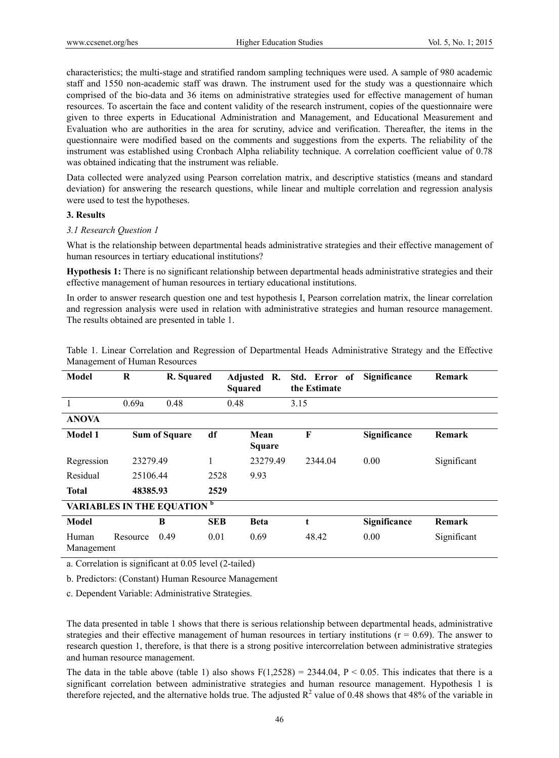characteristics; the multi-stage and stratified random sampling techniques were used. A sample of 980 academic staff and 1550 non-academic staff was drawn. The instrument used for the study was a questionnaire which comprised of the bio-data and 36 items on administrative strategies used for effective management of human resources. To ascertain the face and content validity of the research instrument, copies of the questionnaire were given to three experts in Educational Administration and Management, and Educational Measurement and Evaluation who are authorities in the area for scrutiny, advice and verification. Thereafter, the items in the questionnaire were modified based on the comments and suggestions from the experts. The reliability of the instrument was established using Cronbach Alpha reliability technique. A correlation coefficient value of 0.78 was obtained indicating that the instrument was reliable.

Data collected were analyzed using Pearson correlation matrix, and descriptive statistics (means and standard deviation) for answering the research questions, while linear and multiple correlation and regression analysis were used to test the hypotheses.

## 3. Results

### 3.1 Research Question 1

What is the relationship between departmental heads administrative strategies and their effective management of human resources in tertiary educational institutions?

**Hypothesis 1:** There is no significant relationship between departmental heads administrative strategies and their effective management of human resources in tertiary educational institutions.

In order to answer research question one and test hypothesis I, Pearson correlation matrix, the linear correlation and regression analysis were used in relation with administrative strategies and human resource management. The results obtained are presented in table 1.

Table 1. Linear Correlation and Regression of Departmental Heads Administrative Strategy and the Effective Management of Human Resources

| Model | R | R. Squared | Adjusted R. Squared | Std. Error of the Estimate | Significance | Remark |
|---|---|---|---|---|---|---|
| 1 | 0.69a | 0.48 | 0.48 | 3.15 | | |
| **ANOVA** | | | | | | |
| **Model 1** | **Sum of Square** | **df** | **Mean Square** | **F** | **Significance** | **Remark** |
| Regression | 23279.49 | 1 | 23279.49 | 2344.04 | 0.00 | Significant |
| Residual | 25106.44 | 2528 | 9.93 | | | |
| **Total** | **48385.93** | **2529** | | | | |
| **VARIABLES IN THE EQUATION [b]** | | | | | | |
| **Model** | **B** | **SEB** | **Beta** | **t** | **Significance** | **Remark** |
| Human Resource Management | 0.49 | 0.01 | 0.69 | 48.42 | 0.00 | Significant |

a. Correlation is significant at 0.05 level (2-tailed)

b. Predictors: (Constant) Human Resource Management

c. Dependent Variable: Administrative Strategies.

The data presented in table 1 shows that there is serious relationship between departmental heads, administrative strategies and their effective management of human resources in tertiary institutions ($r = 0.69$). The answer to research question 1, therefore, is that there is a strong positive intercorrelation between administrative strategies and human resource management.

The data in the table above (table 1) also shows $F(1,2528) = 2344.04$, $P < 0.05$. This indicates that there is a significant correlation between administrative strategies and human resource management. Hypothesis 1 is therefore rejected, and the alternative holds true. The adjusted $R^2$ value of 0.48 shows that 48% of the variable in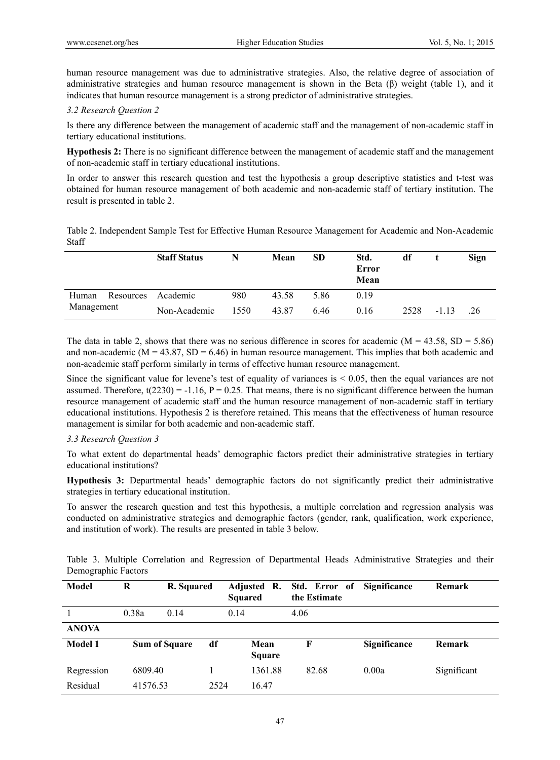human resource management was due to administrative strategies. Also, the relative degree of association of administrative strategies and human resource management is shown in the Beta (β) weight (table 1), and it indicates that human resource management is a strong predictor of administrative strategies.

### *3.2 Research Question 2*

Is there any difference between the management of academic staff and the management of non-academic staff in tertiary educational institutions.

**Hypothesis 2:** There is no significant difference between the management of academic staff and the management of non-academic staff in tertiary educational institutions.

In order to answer this research question and test the hypothesis a group descriptive statistics and t-test was obtained for human resource management of both academic and non-academic staff of tertiary institution. The result is presented in table 2.

Table 2. Independent Sample Test for Effective Human Resource Management for Academic and Non-Academic Staff

| | **Staff Status** | **N** | **Mean** | **SD** | **Std. Error Mean** | **df** | **t** | **Sign** |
|---|---|---|---|---|---|---|---|---|
| Human Resources Management | Academic | 980 | 43.58 | 5.86 | 0.19 | | | |
| | Non-Academic | 1550 | 43.87 | 6.46 | 0.16 | 2528 | -1.13 | .26 |

The data in table 2, shows that there was no serious difference in scores for academic (M = 43.58, SD = 5.86) and non-academic (M = 43.87, SD = 6.46) in human resource management. This implies that both academic and non-academic staff perform similarly in terms of effective human resource management.

Since the significant value for levene's test of equality of variances is $< 0.05$, then the equal variances are not assumed. Therefore, $t(2230) = -1.16$, $P = 0.25$. That means, there is no significant difference between the human resource management of academic staff and the human resource management of non-academic staff in tertiary educational institutions. Hypothesis 2 is therefore retained. This means that the effectiveness of human resource management is similar for both academic and non-academic staff.

### *3.3 Research Question 3*

To what extent do departmental heads' demographic factors predict their administrative strategies in tertiary educational institutions?

**Hypothesis 3:** Departmental heads' demographic factors do not significantly predict their administrative strategies in tertiary educational institution.

To answer the research question and test this hypothesis, a multiple correlation and regression analysis was conducted on administrative strategies and demographic factors (gender, rank, qualification, work experience, and institution of work). The results are presented in table 3 below.

Table 3. Multiple Correlation and Regression of Departmental Heads Administrative Strategies and their Demographic Factors

| **Model** | **R** | **R. Squared** | **Adjusted R. Squared** | **Std. Error of the Estimate** | **Significance** | **Remark** |
|---|---|---|---|---|---|---|
| 1 | 0.38a | 0.14 | 0.14 | 4.06 | | |
| **ANOVA** | | | | | | |
| **Model 1** | **Sum of Square** | **df** | **Mean Square** | **F** | **Significance** | **Remark** |
| Regression | 6809.40 | 1 | 1361.88 | 82.68 | 0.00a | Significant |
| Residual | 41576.53 | 2524 | 16.47 | | | |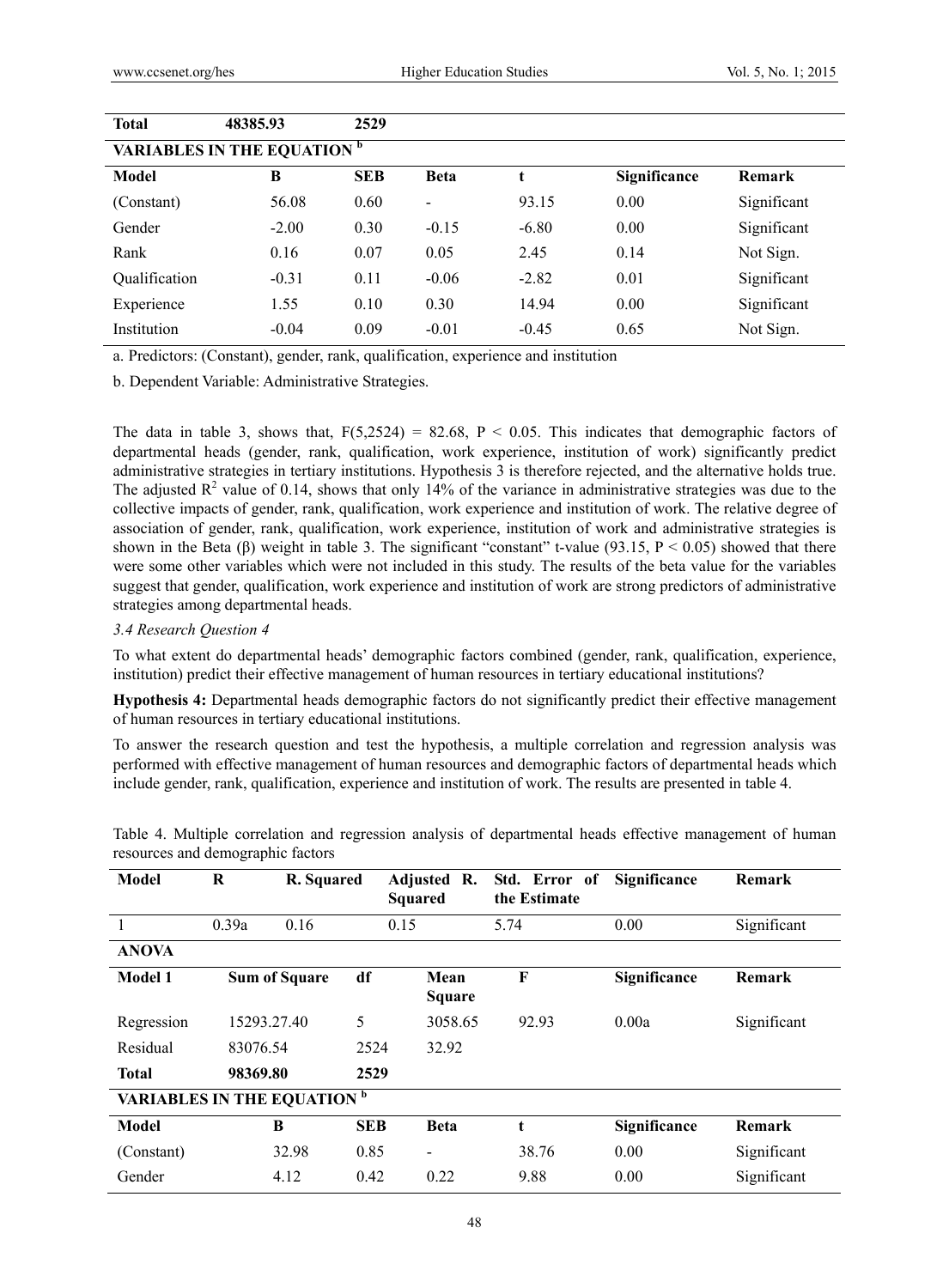| **Total** | **48385.93** | **2529** | | | | |
|---|---|---|---|---|---|---|
| **VARIABLES IN THE EQUATION [b]** | | | | | | |
| **Model** | **B** | **SEB** | **Beta** | **t** | **Significance** | **Remark** |
| (Constant) | 56.08 | 0.60 | - | 93.15 | 0.00 | Significant |
| Gender | -2.00 | 0.30 | -0.15 | -6.80 | 0.00 | Significant |
| Rank | 0.16 | 0.07 | 0.05 | 2.45 | 0.14 | Not Sign. |
| Qualification | -0.31 | 0.11 | -0.06 | -2.82 | 0.01 | Significant |
| Experience | 1.55 | 0.10 | 0.30 | 14.94 | 0.00 | Significant |
| Institution | -0.04 | 0.09 | -0.01 | -0.45 | 0.65 | Not Sign. |

a. Predictors: (Constant), gender, rank, qualification, experience and institution

b. Dependent Variable: Administrative Strategies.

The data in table 3, shows that, $F(5,2524) = 82.68$, $P < 0.05$. This indicates that demographic factors of departmental heads (gender, rank, qualification, work experience, institution of work) significantly predict administrative strategies in tertiary institutions. Hypothesis 3 is therefore rejected, and the alternative holds true. The adjusted $R^2$ value of 0.14, shows that only 14% of the variance in administrative strategies was due to the collective impacts of gender, rank, qualification, work experience and institution of work. The relative degree of association of gender, rank, qualification, work experience, institution of work and administrative strategies is shown in the Beta (β) weight in table 3. The significant "constant" t-value (93.15, $P < 0.05$) showed that there were some other variables which were not included in this study. The results of the beta value for the variables suggest that gender, qualification, work experience and institution of work are strong predictors of administrative strategies among departmental heads.

*3.4 Research Question 4*

To what extent do departmental heads' demographic factors combined (gender, rank, qualification, experience, institution) predict their effective management of human resources in tertiary educational institutions?

**Hypothesis 4:** Departmental heads demographic factors do not significantly predict their effective management of human resources in tertiary educational institutions.

To answer the research question and test the hypothesis, a multiple correlation and regression analysis was performed with effective management of human resources and demographic factors of departmental heads which include gender, rank, qualification, experience and institution of work. The results are presented in table 4.

Table 4. Multiple correlation and regression analysis of departmental heads effective management of human resources and demographic factors

| **Model** | **R** | **R. Squared** | **Adjusted R. Squared** | **Std. Error of the Estimate** | **Significance** | **Remark** |
|---|---|---|---|---|---|---|
| 1 | 0.39a | 0.16 | 0.15 | 5.74 | 0.00 | Significant |
| **ANOVA** | | | | | | |
| **Model 1** | **Sum of Square** | **df** | **Mean Square** | **F** | **Significance** | **Remark** |
| Regression | 15293.27.40 | 5 | 3058.65 | 92.93 | 0.00a | Significant |
| Residual | 83076.54 | 2524 | 32.92 | | | |
| **Total** | **98369.80** | **2529** | | | | |
| **VARIABLES IN THE EQUATION [b]** | | | | | | |
| **Model** | **B** | **SEB** | **Beta** | **t** | **Significance** | **Remark** |
| (Constant) | 32.98 | 0.85 | - | 38.76 | 0.00 | Significant |
| Gender | 4.12 | 0.42 | 0.22 | 9.88 | 0.00 | Significant |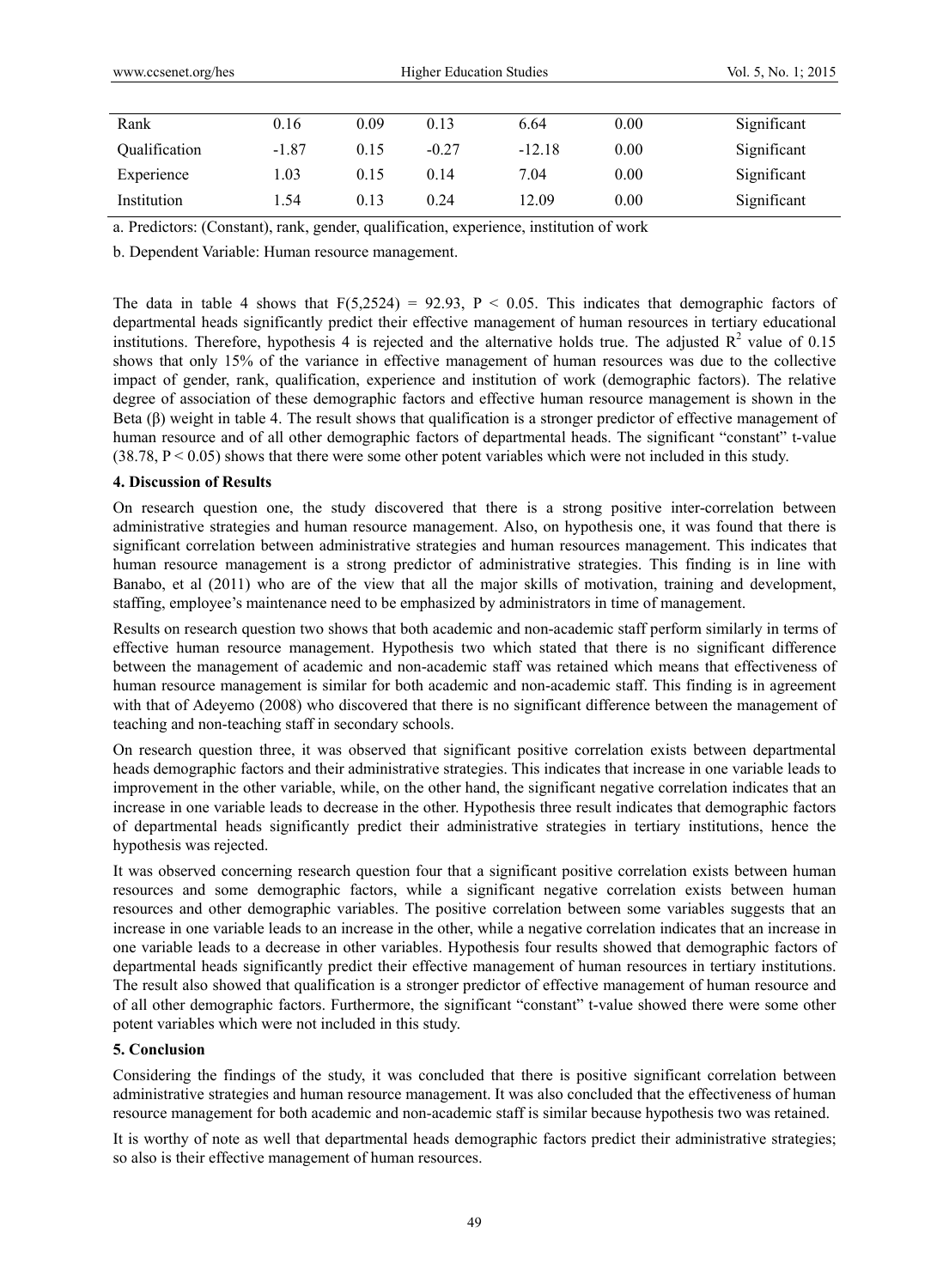| Rank | 0.16 | 0.09 | 0.13 | 6.64 | 0.00 | Significant |
|---|---|---|---|---|---|---|
| Qualification | -1.87 | 0.15 | -0.27 | -12.18 | 0.00 | Significant |
| Experience | 1.03 | 0.15 | 0.14 | 7.04 | 0.00 | Significant |
| Institution | 1.54 | 0.13 | 0.24 | 12.09 | 0.00 | Significant |

a. Predictors: (Constant), rank, gender, qualification, experience, institution of work

b. Dependent Variable: Human resource management.

The data in table 4 shows that $F(5,2524) = 92.93$, $P < 0.05$. This indicates that demographic factors of departmental heads significantly predict their effective management of human resources in tertiary educational institutions. Therefore, hypothesis 4 is rejected and the alternative holds true. The adjusted $R^2$ value of 0.15 shows that only 15% of the variance in effective management of human resources was due to the collective impact of gender, rank, qualification, experience and institution of work (demographic factors). The relative degree of association of these demographic factors and effective human resource management is shown in the Beta (β) weight in table 4. The result shows that qualification is a stronger predictor of effective management of human resource and of all other demographic factors of departmental heads. The significant "constant" t-value ($38.78$, $P < 0.05$) shows that there were some other potent variables which were not included in this study.

## 4. Discussion of Results

On research question one, the study discovered that there is a strong positive inter-correlation between administrative strategies and human resource management. Also, on hypothesis one, it was found that there is significant correlation between administrative strategies and human resources management. This indicates that human resource management is a strong predictor of administrative strategies. This finding is in line with Banabo, et al (2011) who are of the view that all the major skills of motivation, training and development, staffing, employee's maintenance need to be emphasized by administrators in time of management.

Results on research question two shows that both academic and non-academic staff perform similarly in terms of effective human resource management. Hypothesis two which stated that there is no significant difference between the management of academic and non-academic staff was retained which means that effectiveness of human resource management is similar for both academic and non-academic staff. This finding is in agreement with that of Adeyemo (2008) who discovered that there is no significant difference between the management of teaching and non-teaching staff in secondary schools.

On research question three, it was observed that significant positive correlation exists between departmental heads demographic factors and their administrative strategies. This indicates that increase in one variable leads to improvement in the other variable, while, on the other hand, the significant negative correlation indicates that an increase in one variable leads to decrease in the other. Hypothesis three result indicates that demographic factors of departmental heads significantly predict their administrative strategies in tertiary institutions, hence the hypothesis was rejected.

It was observed concerning research question four that a significant positive correlation exists between human resources and some demographic factors, while a significant negative correlation exists between human resources and other demographic variables. The positive correlation between some variables suggests that an increase in one variable leads to an increase in the other, while a negative correlation indicates that an increase in one variable leads to a decrease in other variables. Hypothesis four results showed that demographic factors of departmental heads significantly predict their effective management of human resources in tertiary institutions. The result also showed that qualification is a stronger predictor of effective management of human resource and of all other demographic factors. Furthermore, the significant "constant" t-value showed there were some other potent variables which were not included in this study.

## 5. Conclusion

Considering the findings of the study, it was concluded that there is positive significant correlation between administrative strategies and human resource management. It was also concluded that the effectiveness of human resource management for both academic and non-academic staff is similar because hypothesis two was retained.

It is worthy of note as well that departmental heads demographic factors predict their administrative strategies; so also is their effective management of human resources.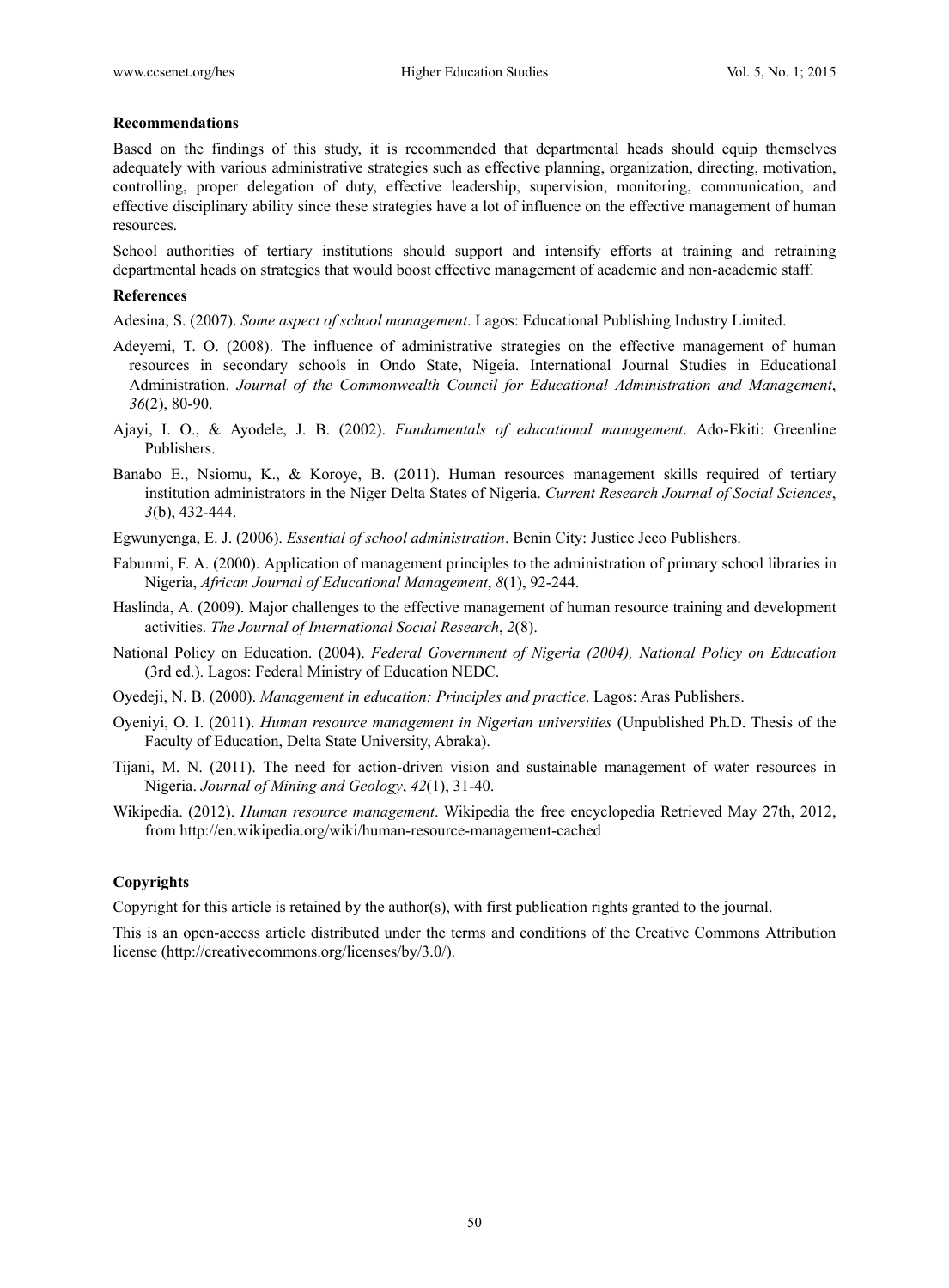### Recommendations

Based on the findings of this study, it is recommended that departmental heads should equip themselves adequately with various administrative strategies such as effective planning, organization, directing, motivation, controlling, proper delegation of duty, effective leadership, supervision, monitoring, communication, and effective disciplinary ability since these strategies have a lot of influence on the effective management of human resources.

School authorities of tertiary institutions should support and intensify efforts at training and retraining departmental heads on strategies that would boost effective management of academic and non-academic staff.

### References

Adesina, S. (2007). *Some aspect of school management*. Lagos: Educational Publishing Industry Limited.

Adeyemi, T. O. (2008). The influence of administrative strategies on the effective management of human resources in secondary schools in Ondo State, Nigeia. International Journal Studies in Educational Administration. *Journal of the Commonwealth Council for Educational Administration and Management*, *36*(2), 80-90.

Ajayi, I. O., & Ayodele, J. B. (2002). *Fundamentals of educational management*. Ado-Ekiti: Greenline Publishers.

Banabo E., Nsiomu, K., & Koroye, B. (2011). Human resources management skills required of tertiary institution administrators in the Niger Delta States of Nigeria. *Current Research Journal of Social Sciences*, *3*(b), 432-444.

Egwunyenga, E. J. (2006). *Essential of school administration*. Benin City: Justice Jeco Publishers.

Fabunmi, F. A. (2000). Application of management principles to the administration of primary school libraries in Nigeria, *African Journal of Educational Management*, *8*(1), 92-244.

Haslinda, A. (2009). Major challenges to the effective management of human resource training and development activities. *The Journal of International Social Research*, *2*(8).

National Policy on Education. (2004). *Federal Government of Nigeria (2004), National Policy on Education* (3rd ed.). Lagos: Federal Ministry of Education NEDC.

Oyedeji, N. B. (2000). *Management in education: Principles and practice*. Lagos: Aras Publishers.

Oyeniyi, O. I. (2011). *Human resource management in Nigerian universities* (Unpublished Ph.D. Thesis of the Faculty of Education, Delta State University, Abraka).

Tijani, M. N. (2011). The need for action-driven vision and sustainable management of water resources in Nigeria. *Journal of Mining and Geology*, *42*(1), 31-40.

Wikipedia. (2012). *Human resource management*. Wikipedia the free encyclopedia Retrieved May 27th, 2012, from http://en.wikipedia.org/wiki/human-resource-management-cached

### Copyrights

Copyright for this article is retained by the author(s), with first publication rights granted to the journal.

This is an open-access article distributed under the terms and conditions of the Creative Commons Attribution license (http://creativecommons.org/licenses/by/3.0/).